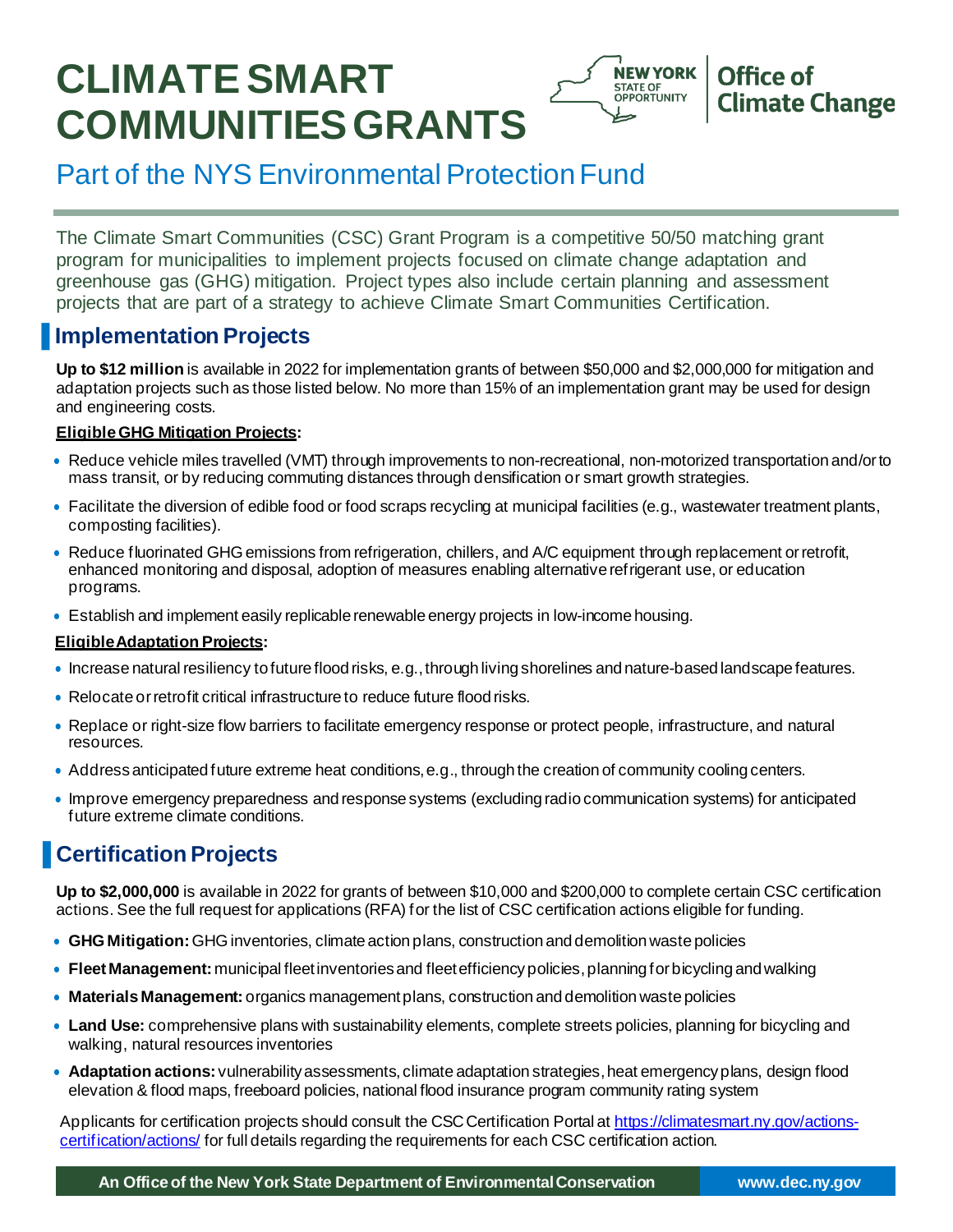# CLIMATE SMART COMMUNITIES GRANTS

NEW YORK STATE OF OPPORTUNITY | Office of Climate Change

## Part of the NYS Environmental Protection Fund

The Climate Smart Communities (CSC) Grant Program is a competitive 50/50 matching grant program for municipalities to implement projects focused on climate change adaptation and greenhouse gas (GHG) mitigation. Project types also include certain planning and assessment projects that are part of a strategy to achieve Climate Smart Communities Certification.

## Implementation Projects

**Up to $12 million** is available in 2022 for implementation grants of between $50,000 and $2,000,000 for mitigation and adaptation projects such as those listed below. No more than 15% of an implementation grant may be used for design and engineering costs.

**Eligible GHG Mitigation Projects:**

- Reduce vehicle miles travelled (VMT) through improvements to non-recreational, non-motorized transportation and/or to mass transit, or by reducing commuting distances through densification or smart growth strategies.
- Facilitate the diversion of edible food or food scraps recycling at municipal facilities (e.g., wastewater treatment plants, composting facilities).
- Reduce fluorinated GHG emissions from refrigeration, chillers, and A/C equipment through replacement or retrofit, enhanced monitoring and disposal, adoption of measures enabling alternative refrigerant use, or education programs.
- Establish and implement easily replicable renewable energy projects in low-income housing.

**Eligible Adaptation Projects:**

- Increase natural resiliency to future flood risks, e.g., through living shorelines and nature-based landscape features.
- Relocate or retrofit critical infrastructure to reduce future flood risks.
- Replace or right-size flow barriers to facilitate emergency response or protect people, infrastructure, and natural resources.
- Address anticipated future extreme heat conditions, e.g., through the creation of community cooling centers.
- Improve emergency preparedness and response systems (excluding radio communication systems) for anticipated future extreme climate conditions.

## Certification Projects

**Up to $2,000,000** is available in 2022 for grants of between $10,000 and $200,000 to complete certain CSC certification actions. See the full request for applications (RFA) for the list of CSC certification actions eligible for funding.

- **GHG Mitigation:** GHG inventories, climate action plans, construction and demolition waste policies
- **Fleet Management:** municipal fleet inventories and fleet efficiency policies, planning for bicycling and walking
- **Materials Management:** organics management plans, construction and demolition waste policies
- **Land Use:** comprehensive plans with sustainability elements, complete streets policies, planning for bicycling and walking, natural resources inventories
- **Adaptation actions:** vulnerability assessments, climate adaptation strategies, heat emergency plans, design flood elevation & flood maps, freeboard policies, national flood insurance program community rating system

Applicants for certification projects should consult the CSC Certification Portal at https://climatesmart.ny.gov/actions-certification/actions/ for full details regarding the requirements for each CSC certification action.

An Office of the New York State Department of Environmental Conservation | www.dec.ny.gov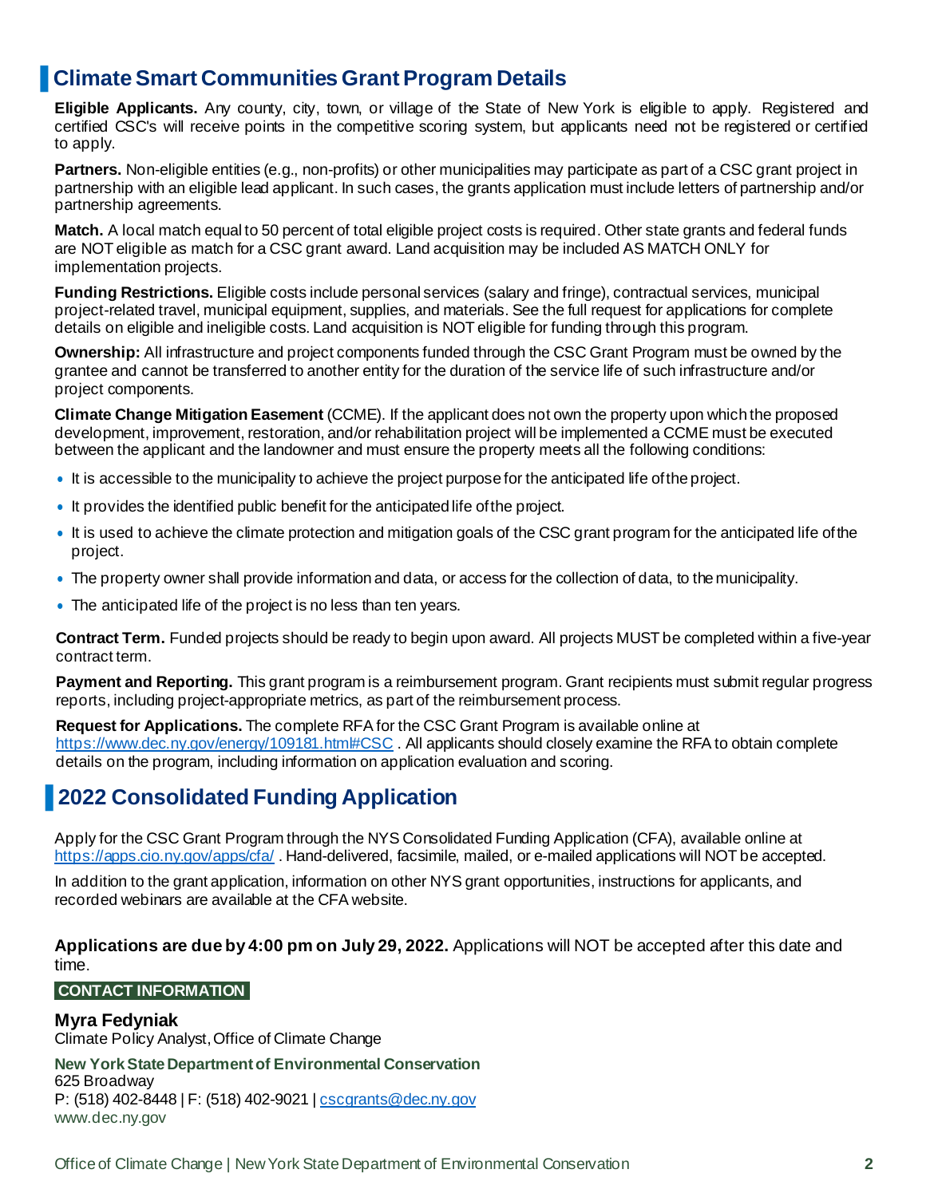## Climate Smart Communities Grant Program Details

**Eligible Applicants.** Any county, city, town, or village of the State of New York is eligible to apply. Registered and certified CSC's will receive points in the competitive scoring system, but applicants need not be registered or certified to apply.

**Partners.** Non-eligible entities (e.g., non-profits) or other municipalities may participate as part of a CSC grant project in partnership with an eligible lead applicant. In such cases, the grants application must include letters of partnership and/or partnership agreements.

**Match.** A local match equal to 50 percent of total eligible project costs is required. Other state grants and federal funds are NOT eligible as match for a CSC grant award. Land acquisition may be included AS MATCH ONLY for implementation projects.

**Funding Restrictions.** Eligible costs include personal services (salary and fringe), contractual services, municipal project-related travel, municipal equipment, supplies, and materials. See the full request for applications for complete details on eligible and ineligible costs. Land acquisition is NOT eligible for funding through this program.

**Ownership:** All infrastructure and project components funded through the CSC Grant Program must be owned by the grantee and cannot be transferred to another entity for the duration of the service life of such infrastructure and/or project components.

**Climate Change Mitigation Easement** (CCME). If the applicant does not own the property upon which the proposed development, improvement, restoration, and/or rehabilitation project will be implemented a CCME must be executed between the applicant and the landowner and must ensure the property meets all the following conditions:

- It is accessible to the municipality to achieve the project purpose for the anticipated life of the project.
- It provides the identified public benefit for the anticipated life of the project.
- It is used to achieve the climate protection and mitigation goals of the CSC grant program for the anticipated life of the project.
- The property owner shall provide information and data, or access for the collection of data, to the municipality.
- The anticipated life of the project is no less than ten years.

**Contract Term.** Funded projects should be ready to begin upon award. All projects MUST be completed within a five-year contract term.

**Payment and Reporting.** This grant program is a reimbursement program. Grant recipients must submit regular progress reports, including project-appropriate metrics, as part of the reimbursement process.

**Request for Applications.** The complete RFA for the CSC Grant Program is available online at https://www.dec.ny.gov/energy/109181.html#CSC . All applicants should closely examine the RFA to obtain complete details on the program, including information on application evaluation and scoring.

## 2022 Consolidated Funding Application

Apply for the CSC Grant Program through the NYS Consolidated Funding Application (CFA), available online at https://apps.cio.ny.gov/apps/cfa/ . Hand-delivered, facsimile, mailed, or e-mailed applications will NOT be accepted.

In addition to the grant application, information on other NYS grant opportunities, instructions for applicants, and recorded webinars are available at the CFA website.

**Applications are due by 4:00 pm on July 29, 2022.** Applications will NOT be accepted after this date and time.

**CONTACT INFORMATION**

**Myra Fedyniak**
Climate Policy Analyst, Office of Climate Change

**New York State Department of Environmental Conservation**
625 Broadway
P: (518) 402-8448 | F: (518) 402-9021 | cscgrants@dec.ny.gov
www.dec.ny.gov